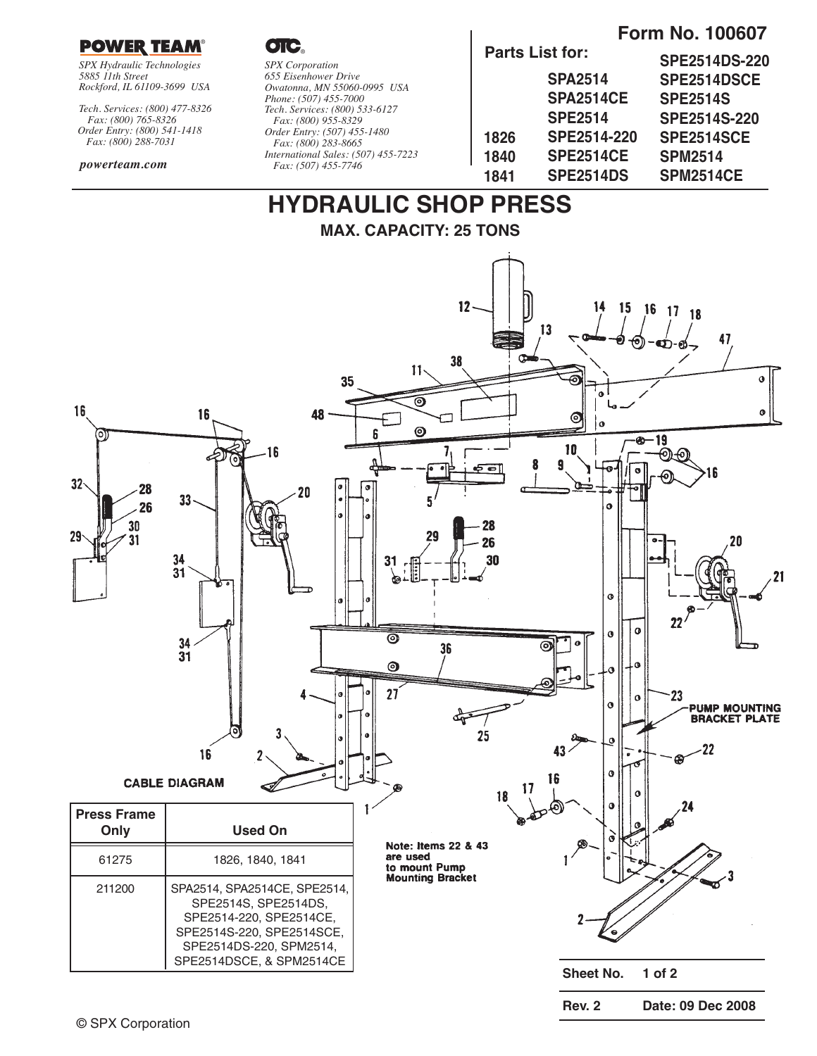**POWER TEAM**®

*SPX Hydraulic Technologies*
*5885 11th Street*
*Rockford, IL 61109-3699 USA*

*Tech. Services: (800) 477-8326*
*Fax: (800) 765-8326*
*Order Entry: (800) 541-1418*
*Fax: (800) 288-7031*

***powerteam.com***

**OTC**®

*SPX Corporation*
*655 Eisenhower Drive*
*Owatonna, MN 55060-0995 USA*
*Phone: (507) 455-7000*
*Tech. Services: (800) 533-6127*
*Fax: (800) 955-8329*
*Order Entry: (507) 455-1480*
*Fax: (800) 283-8665*
*International Sales: (507) 455-7223*
*Fax: (507) 455-7746*

**Form No. 100607**

**Parts List for:**

| | | |
|---|---|---|
| | **SPA2514** | **SPE2514DS-220** |
| | **SPA2514CE** | **SPE2514DSCE** |
| | **SPE2514** | **SPE2514S** |
| **1826** | **SPE2514-220** | **SPE2514S-220** |
| **1840** | **SPE2514CE** | **SPE2514SCE** |
| **1841** | **SPE2514DS** | **SPM2514** |
| | | **SPM2514CE** |

# HYDRAULIC SHOP PRESS

**MAX. CAPACITY: 25 TONS**

CABLE DIAGRAM

PUMP MOUNTING BRACKET PLATE

**Note: Items 22 & 43 are used to mount Pump Mounting Bracket**

| Press Frame Only | Used On |
|---|---|
| 61275 | 1826, 1840, 1841 |
| 211200 | SPA2514, SPA2514CE, SPE2514, SPE2514S, SPE2514DS, SPE2514-220, SPE2514CE, SPE2514S-220, SPE2514SCE, SPE2514DS-220, SPM2514, SPE2514DSCE, & SPM2514CE |

| | |
|---|---|
| **Sheet No.** | **1 of 2** |
| **Rev. 2** | **Date: 09 Dec 2008** |

© SPX Corporation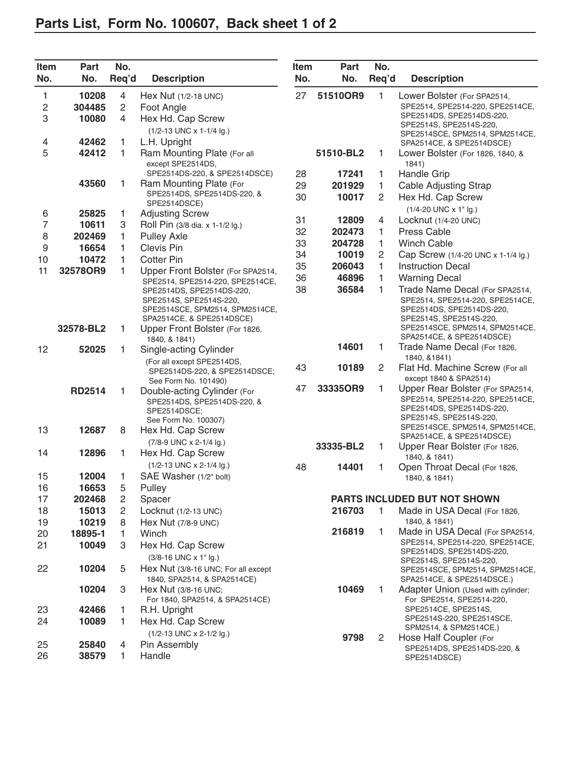## Parts List, Form No. 100607, Back sheet 1 of 2

| Item No. | Part No. | No. Req'd | Description |
|---|---|---|---|
| 1 | 10208 | 4 | Hex Nut (1/2-18 UNC) |
| 2 | 304485 | 2 | Foot Angle |
| 3 | 10080 | 4 | Hex Hd. Cap Screw (1/2-13 UNC x 1-1/4 lg.) |
| 4 | 42462 | 1 | L.H. Upright |
| 5 | 42412 | 1 | Ram Mounting Plate (For all except SPE2514DS, SPE2514DS-220, & SPE2514DSCE) |
| | 43560 | 1 | Ram Mounting Plate (For SPE2514DS, SPE2514DS-220, & SPE2514DSCE) |
| 6 | 25825 | 1 | Adjusting Screw |
| 7 | 10611 | 3 | Roll Pin (3/8 dia. x 1-1/2 lg.) |
| 8 | 202469 | 1 | Pulley Axle |
| 9 | 16654 | 1 | Clevis Pin |
| 10 | 10472 | 1 | Cotter Pin |
| 11 | 32578OR9 | 1 | Upper Front Bolster (For SPA2514, SPE2514, SPE2514-220, SPE2514CE, SPE2514DS, SPE2514DS-220, SPE2514S, SPE2514S-220, SPE2514SCE, SPM2514, SPM2514CE, SPA2514CE, & SPE2514DSCE) |
| | 32578-BL2 | 1 | Upper Front Bolster (For 1826, 1840, & 1841) |
| 12 | 52025 | 1 | Single-acting Cylinder (For all except SPE2514DS, SPE2514DS-220, & SPE2514DSCE; See Form No. 101490) |
| | RD2514 | 1 | Double-acting Cylinder (For SPE2514DS, SPE2514DS-220, & SPE2514DSCE; See Form No. 100307) |
| 13 | 12687 | 8 | Hex Hd. Cap Screw (7/8-9 UNC x 2-1/4 lg.) |
| 14 | 12896 | 1 | Hex Hd. Cap Screw (1/2-13 UNC x 2-1/4 lg.) |
| 15 | 12004 | 1 | SAE Washer (1/2" bolt) |
| 16 | 16653 | 5 | Pulley |
| 17 | 202468 | 2 | Spacer |
| 18 | 15013 | 2 | Locknut (1/2-13 UNC) |
| 19 | 10219 | 8 | Hex Nut (7/8-9 UNC) |
| 20 | 18895-1 | 1 | Winch |
| 21 | 10049 | 3 | Hex Hd. Cap Screw (3/8-16 UNC x 1" lg.) |
| 22 | 10204 | 5 | Hex Nut (3/8-16 UNC; For all except 1840, SPA2514, & SPA2514CE) |
| | 10204 | 3 | Hex Nut (3/8-16 UNC; For 1840, SPA2514, & SPA2514CE) |
| 23 | 42466 | 1 | R.H. Upright |
| 24 | 10089 | 1 | Hex Hd. Cap Screw (1/2-13 UNC x 2-1/2 lg.) |
| 25 | 25840 | 4 | Pin Assembly |
| 26 | 38579 | 1 | Handle |
| 27 | 51510OR9 | 1 | Lower Bolster (For SPA2514, SPE2514, SPE2514-220, SPE2514CE, SPE2514DS, SPE2514DS-220, SPE2514S, SPE2514S-220, SPE2514SCE, SPM2514, SPM2514CE, SPA2514CE, & SPE2514DSCE) |
| | 51510-BL2 | 1 | Lower Bolster (For 1826, 1840, & 1841) |
| 28 | 17241 | 1 | Handle Grip |
| 29 | 201929 | 1 | Cable Adjusting Strap |
| 30 | 10017 | 2 | Hex Hd. Cap Screw (1/4-20 UNC x 1" lg.) |
| 31 | 12809 | 4 | Locknut (1/4-20 UNC) |
| 32 | 202473 | 1 | Press Cable |
| 33 | 204728 | 1 | Winch Cable |
| 34 | 10019 | 2 | Cap Screw (1/4-20 UNC x 1-1/4 lg.) |
| 35 | 206043 | 1 | Instruction Decal |
| 36 | 46896 | 1 | Warning Decal |
| 38 | 36584 | 1 | Trade Name Decal (For SPA2514, SPE2514, SPE2514-220, SPE2514CE, SPE2514DS, SPE2514DS-220, SPE2514S, SPE2514S-220, SPE2514SCE, SPM2514, SPM2514CE, SPA2514CE, & SPE2514DSCE) |
| | 14601 | 1 | Trade Name Decal (For 1826, 1840, &1841) |
| 43 | 10189 | 2 | Flat Hd. Machine Screw (For all except 1840 & SPA2514) |
| 47 | 33335OR9 | 1 | Upper Rear Bolster (For SPA2514, SPE2514, SPE2514-220, SPE2514CE, SPE2514DS, SPE2514DS-220, SPE2514S, SPE2514S-220, SPE2514SCE, SPM2514, SPM2514CE, SPA2514CE, & SPE2514DSCE) |
| | 33335-BL2 | 1 | Upper Rear Bolster (For 1826, 1840, & 1841) |
| 48 | 14401 | 1 | Open Throat Decal (For 1826, 1840, & 1841) |

### PARTS INCLUDED BUT NOT SHOWN

| Part No. | No. Req'd | Description |
|---|---|---|
| 216703 | 1 | Made in USA Decal (For 1826, 1840, & 1841) |
| 216819 | 1 | Made in USA Decal (For SPA2514, SPE2514, SPE2514-220, SPE2514CE, SPE2514DS, SPE2514DS-220, SPE2514S, SPE2514S-220, SPE2514SCE, SPM2514, SPM2514CE, SPA2514CE, & SPE2514DSCE.) |
| 10469 | 1 | Adapter Union (Used with cylinder; For SPE2514, SPE2514-220, SPE2514CE, SPE2514S, SPE2514S-220, SPE2514SCE, SPM2514, & SPM2514CE.) |
| 9798 | 2 | Hose Half Coupler (For SPE2514DS, SPE2514DS-220, & SPE2514DSCE) |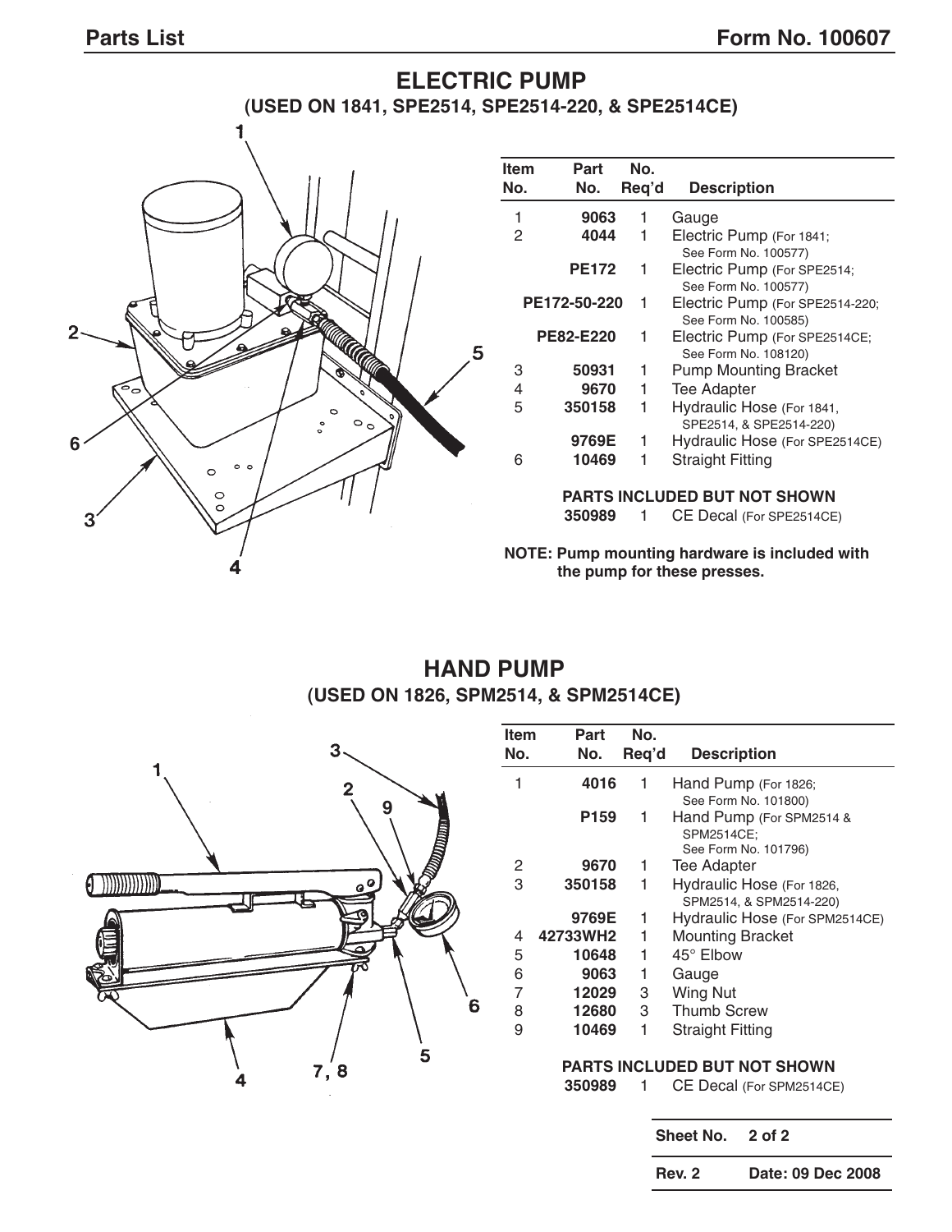## ELECTRIC PUMP

### (USED ON 1841, SPE2514, SPE2514-220, & SPE2514CE)

| Item No. | Part No. | No. Req'd | Description |
|---|---|---|---|
| 1 | 9063 | 1 | Gauge |
| 2 | 4044 | 1 | Electric Pump (For 1841; See Form No. 100577) |
| | PE172 | 1 | Electric Pump (For SPE2514; See Form No. 100577) |
| | PE172-50-220 | 1 | Electric Pump (For SPE2514-220; See Form No. 100585) |
| | PE82-E220 | 1 | Electric Pump (For SPE2514CE; See Form No. 108120) |
| 3 | 50931 | 1 | Pump Mounting Bracket |
| 4 | 9670 | 1 | Tee Adapter |
| 5 | 350158 | 1 | Hydraulic Hose (For 1841, SPE2514, & SPE2514-220) |
| | 9769E | 1 | Hydraulic Hose (For SPE2514CE) |
| 6 | 10469 | 1 | Straight Fitting |

**PARTS INCLUDED BUT NOT SHOWN**

| Part No. | No. Req'd | Description |
|---|---|---|
| 350989 | 1 | CE Decal (For SPE2514CE) |

**NOTE: Pump mounting hardware is included with the pump for these presses.**

## HAND PUMP

### (USED ON 1826, SPM2514, & SPM2514CE)

| Item No. | Part No. | No. Req'd | Description |
|---|---|---|---|
| 1 | 4016 | 1 | Hand Pump (For 1826; See Form No. 101800) |
| | P159 | 1 | Hand Pump (For SPM2514 & SPM2514CE; See Form No. 101796) |
| 2 | 9670 | 1 | Tee Adapter |
| 3 | 350158 | 1 | Hydraulic Hose (For 1826, SPM2514, & SPM2514-220) |
| | 9769E | 1 | Hydraulic Hose (For SPM2514CE) |
| 4 | 42733WH2 | 1 | Mounting Bracket |
| 5 | 10648 | 1 | 45° Elbow |
| 6 | 9063 | 1 | Gauge |
| 7 | 12029 | 3 | Wing Nut |
| 8 | 12680 | 3 | Thumb Screw |
| 9 | 10469 | 1 | Straight Fitting |

**PARTS INCLUDED BUT NOT SHOWN**

| Part No. | No. Req'd | Description |
|---|---|---|
| 350989 | 1 | CE Decal (For SPM2514CE) |

| Sheet No. | 2 of 2 |
|---|---|
| Rev. 2 | Date: 09 Dec 2008 |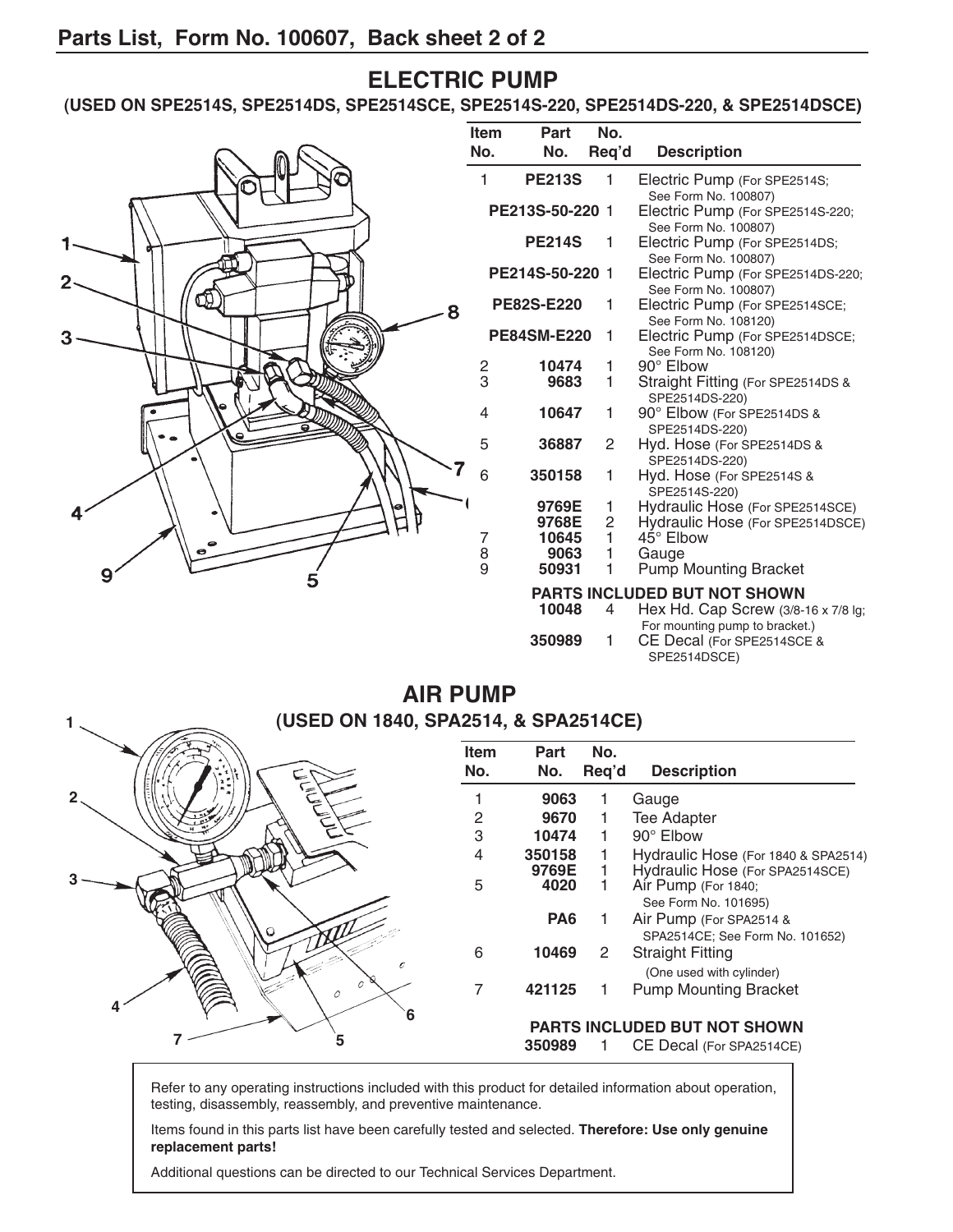## Parts List, Form No. 100607, Back sheet 2 of 2

# ELECTRIC PUMP

**(USED ON SPE2514S, SPE2514DS, SPE2514SCE, SPE2514S-220, SPE2514DS-220, & SPE2514DSCE)**

1
2
3
4
5
7
8
9

| Item No. | Part No. | No. Req'd | Description |
|---|---|---|---|
| 1 | **PE213S** | 1 | Electric Pump (For SPE2514S; See Form No. 100807) |
| | **PE213S-50-220** | 1 | Electric Pump (For SPE2514S-220; See Form No. 100807) |
| | **PE214S** | 1 | Electric Pump (For SPE2514DS; See Form No. 100807) |
| | **PE214S-50-220** | 1 | Electric Pump (For SPE2514DS-220; See Form No. 100807) |
| | **PE82S-E220** | 1 | Electric Pump (For SPE2514SCE; See Form No. 108120) |
| | **PE84SM-E220** | 1 | Electric Pump (For SPE2514DSCE; See Form No. 108120) |
| 2 | **10474** | 1 | 90° Elbow |
| 3 | **9683** | 1 | Straight Fitting (For SPE2514DS & SPE2514DS-220) |
| 4 | **10647** | 1 | 90° Elbow (For SPE2514DS & SPE2514DS-220) |
| 5 | **36887** | 2 | Hyd. Hose (For SPE2514DS & SPE2514DS-220) |
| 6 | **350158** | 1 | Hyd. Hose (For SPE2514S & SPE2514S-220) |
| | **9769E** | 1 | Hydraulic Hose (For SPE2514SCE) |
| | **9768E** | 2 | Hydraulic Hose (For SPE2514DSCE) |
| 7 | **10645** | 1 | 45° Elbow |
| 8 | **9063** | 1 | Gauge |
| 9 | **50931** | 1 | Pump Mounting Bracket |
| | **PARTS INCLUDED BUT NOT SHOWN** | | |
| | **10048** | 4 | Hex Hd. Cap Screw (3/8-16 x 7/8 lg; For mounting pump to bracket.) |
| | **350989** | 1 | CE Decal (For SPE2514SCE & SPE2514DSCE) |

# AIR PUMP

**(USED ON 1840, SPA2514, & SPA2514CE)**

1
2
3
4
5
6
7

| Item No. | Part No. | No. Req'd | Description |
|---|---|---|---|
| 1 | **9063** | 1 | Gauge |
| 2 | **9670** | 1 | Tee Adapter |
| 3 | **10474** | 1 | 90° Elbow |
| 4 | **350158** | 1 | Hydraulic Hose (For 1840 & SPA2514) |
| | **9769E** | 1 | Hydraulic Hose (For SPA2514SCE) |
| 5 | **4020** | 1 | Air Pump (For 1840; See Form No. 101695) |
| | **PA6** | 1 | Air Pump (For SPA2514 & SPA2514CE; See Form No. 101652) |
| 6 | **10469** | 2 | Straight Fitting (One used with cylinder) |
| 7 | **421125** | 1 | Pump Mounting Bracket |
| | **PARTS INCLUDED BUT NOT SHOWN** | | |
| | **350989** | 1 | CE Decal (For SPA2514CE) |

Refer to any operating instructions included with this product for detailed information about operation, testing, disassembly, reassembly, and preventive maintenance.

Items found in this parts list have been carefully tested and selected. **Therefore: Use only genuine replacement parts!**

Additional questions can be directed to our Technical Services Department.